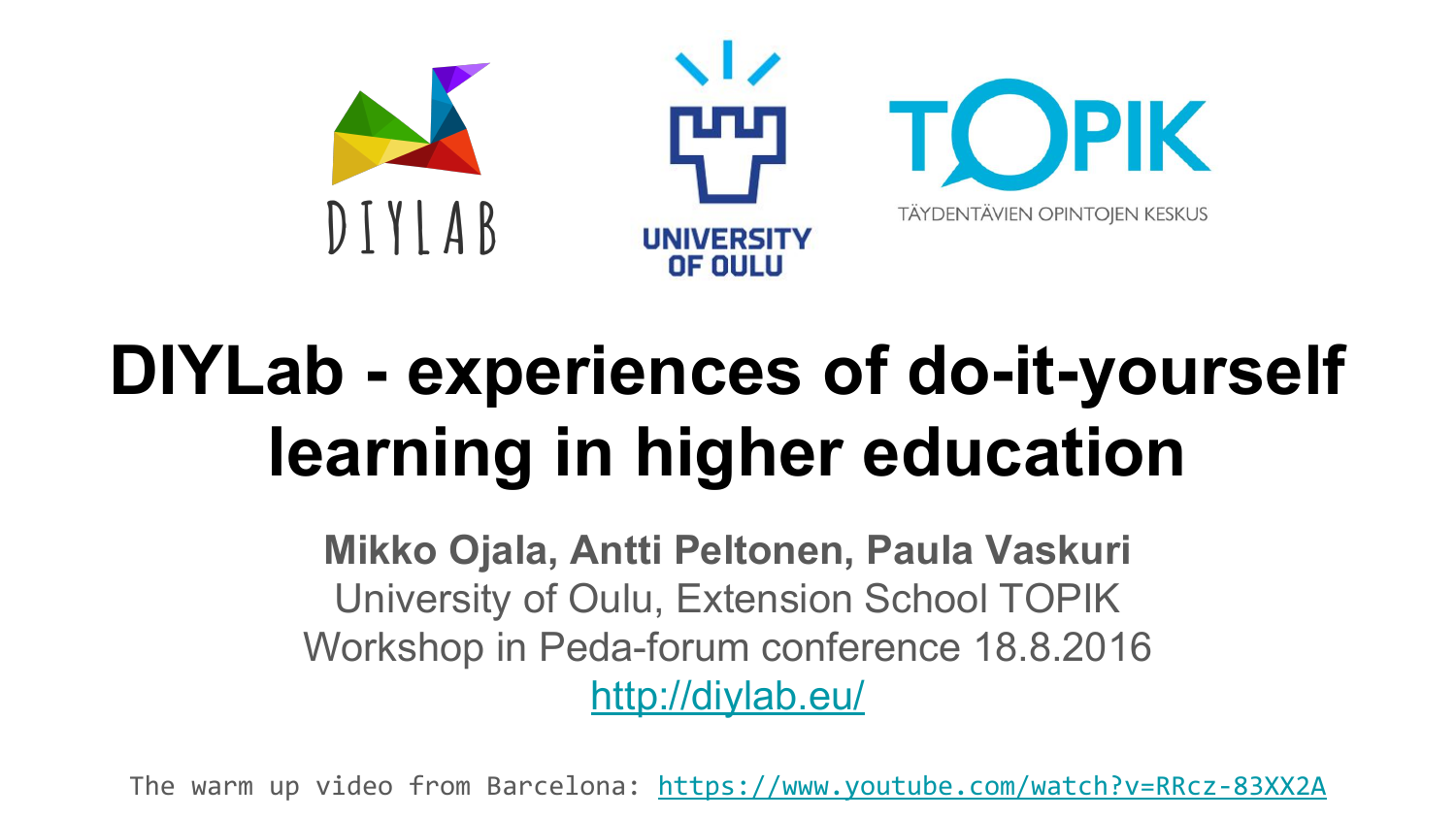DIYLAB

UNIVERSITY OF OULU

TOPIK

TÄYDENTÄVIEN OPINTOJEN KESKUS

# DIYLab - experiences of do-it-yourself learning in higher education

**Mikko Ojala, Antti Peltonen, Paula Vaskuri**

University of Oulu, Extension School TOPIK

Workshop in Peda-forum conference 18.8.2016

http://diylab.eu/

The warm up video from Barcelona: https://www.youtube.com/watch?v=RRcz-83XX2A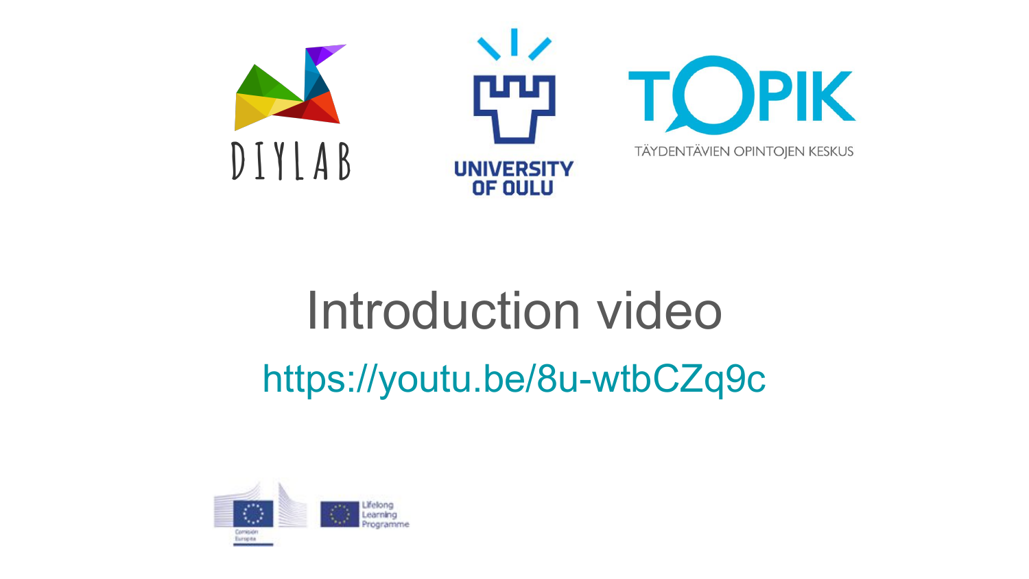DIYLAB

UNIVERSITY OF OULU

TOPIK

TÄYDENTÄVIEN OPINTOJEN KESKUS

# Introduction video

https://youtu.be/8u-wtbCZq9c

Comisión Europea

Lifelong Learning Programme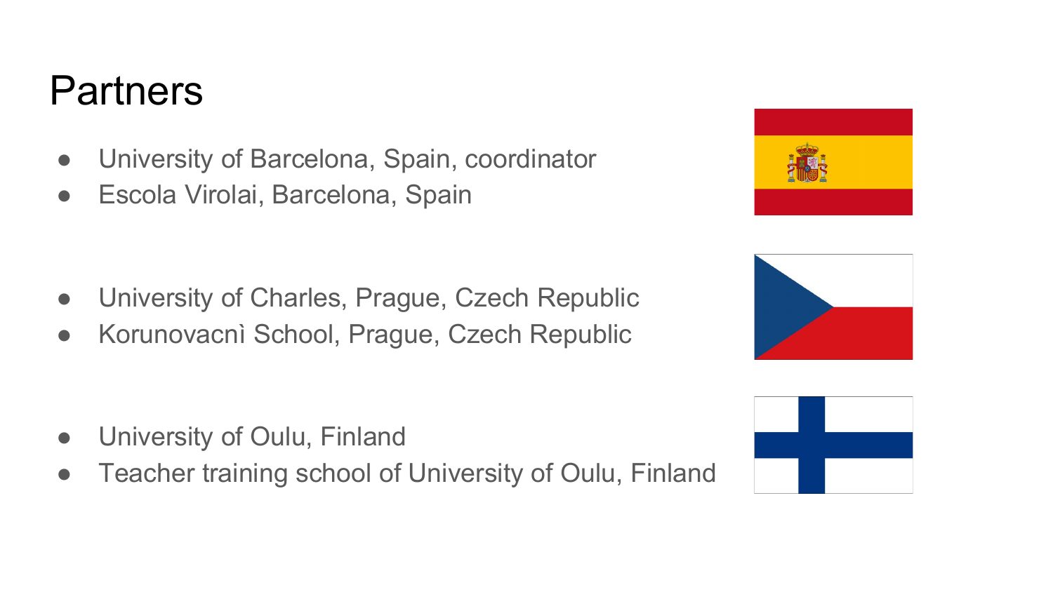# Partners

- University of Barcelona, Spain, coordinator
- Escola Virolai, Barcelona, Spain

- University of Charles, Prague, Czech Republic
- Korunovacnì School, Prague, Czech Republic

- University of Oulu, Finland
- Teacher training school of University of Oulu, Finland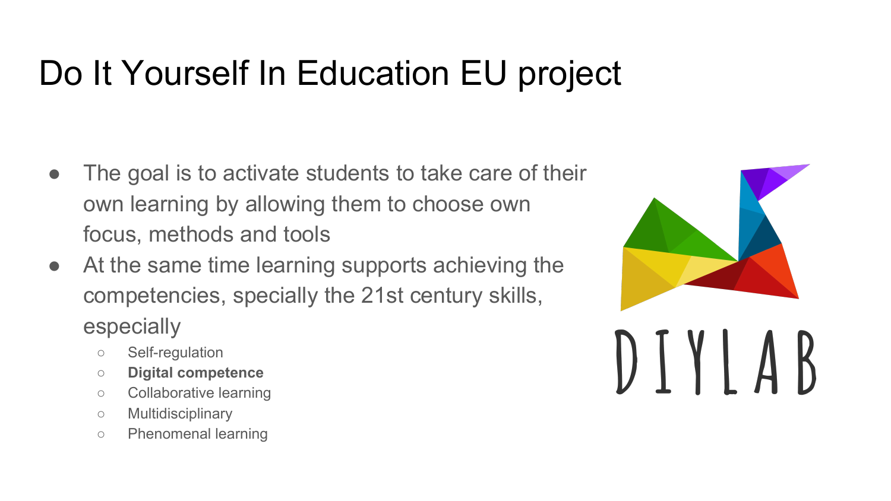# Do It Yourself In Education EU project

- The goal is to activate students to take care of their own learning by allowing them to choose own focus, methods and tools
- At the same time learning supports achieving the competencies, specially the 21st century skills, especially
  - Self-regulation
  - **Digital competence**
  - Collaborative learning
  - Multidisciplinary
  - Phenomenal learning

DIYLAB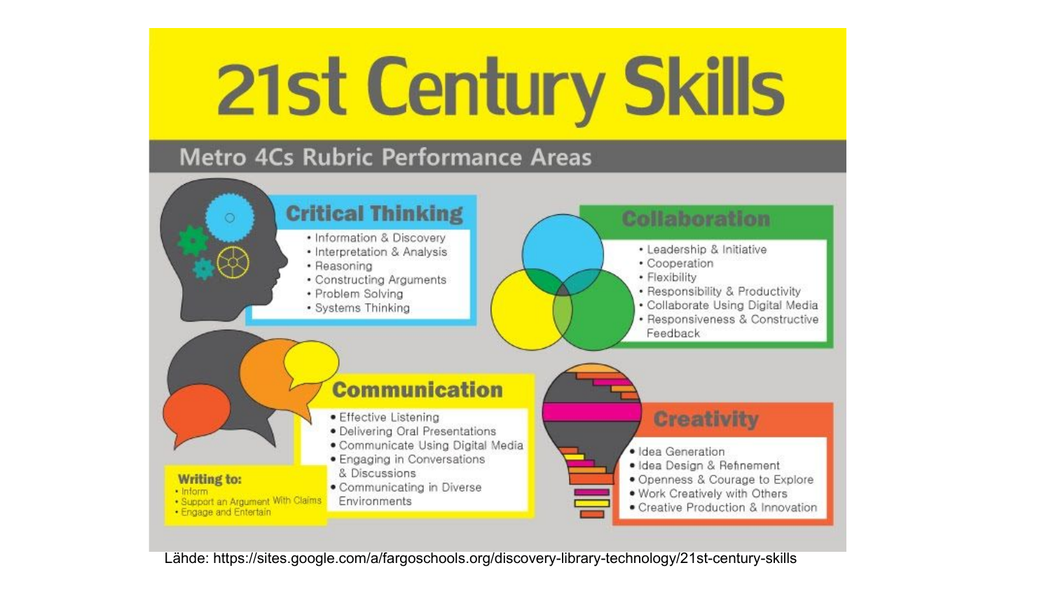# 21st Century Skills

## Metro 4Cs Rubric Performance Areas

### Critical Thinking

- Information & Discovery
- Interpretation & Analysis
- Reasoning
- Constructing Arguments
- Problem Solving
- Systems Thinking

### Collaboration

- Leadership & Initiative
- Cooperation
- Flexibility
- Responsibility & Productivity
- Collaborate Using Digital Media
- Responsiveness & Constructive Feedback

### Communication

- Effective Listening
- Delivering Oral Presentations
- Communicate Using Digital Media
- Engaging in Conversations & Discussions
- Communicating in Diverse Environments

**Writing to:**

- Inform
- Support an Argument With Claims
- Engage and Entertain

### Creativity

- Idea Generation
- Idea Design & Refinement
- Openness & Courage to Explore
- Work Creatively with Others
- Creative Production & Innovation

Lähde: https://sites.google.com/a/fargoschools.org/discovery-library-technology/21st-century-skills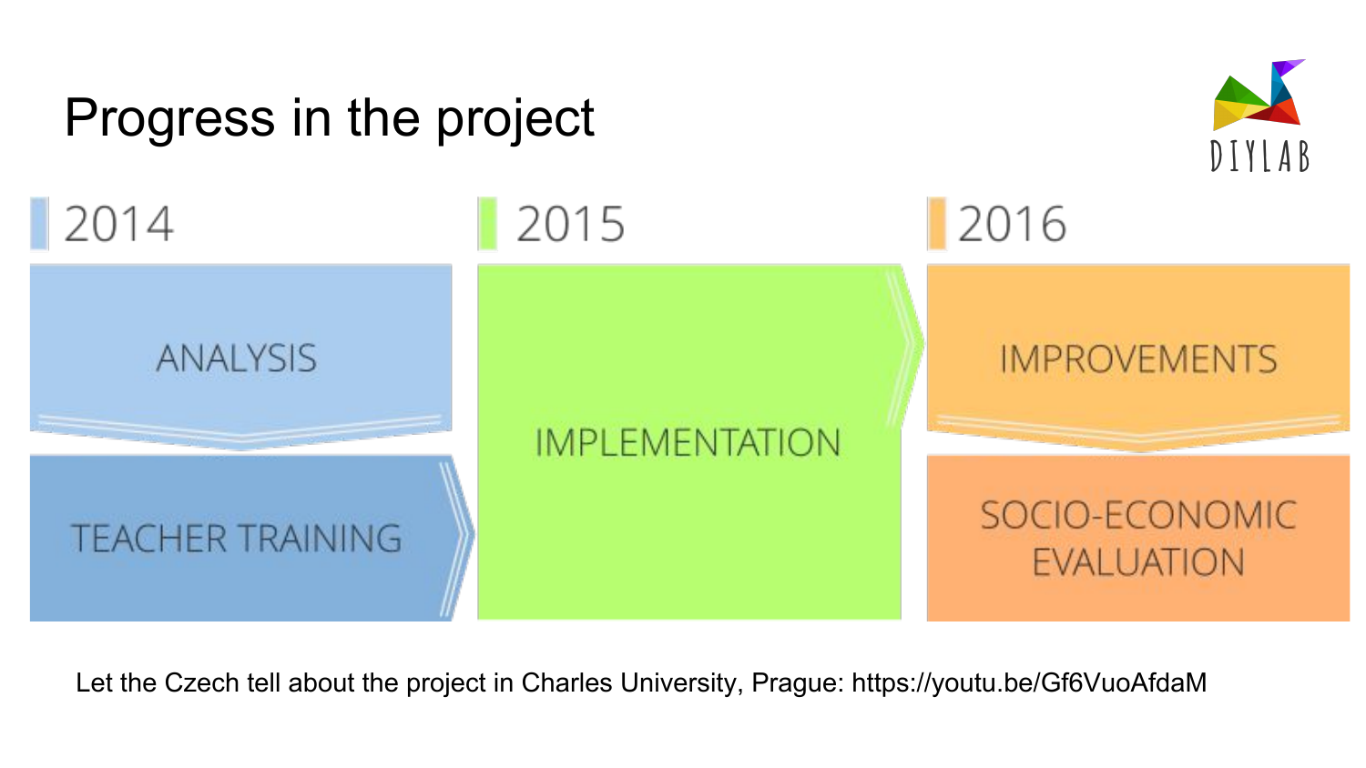# Progress in the project

DIYLAB

| 2014 | 2015 | 2016 |
| --- | --- | --- |
| ANALYSIS | IMPLEMENTATION | IMPROVEMENTS |
| TEACHER TRAINING | | SOCIO-ECONOMIC EVALUATION |

Let the Czech tell about the project in Charles University, Prague: https://youtu.be/Gf6VuoAfdaM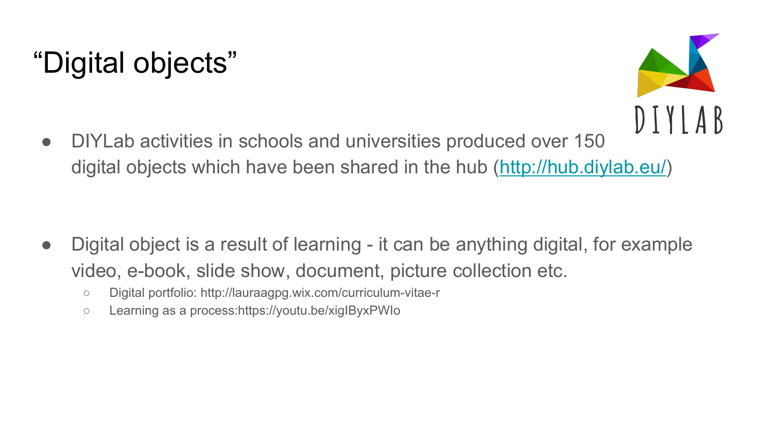# “Digital objects”

- DIYLab activities in schools and universities produced over 150 digital objects which have been shared in the hub ([http://hub.diylab.eu/](http://hub.diylab.eu/))

- Digital object is a result of learning - it can be anything digital, for example video, e-book, slide show, document, picture collection etc.
  - Digital portfolio: http://lauraagpg.wix.com/curriculum-vitae-r
  - Learning as a process:https://youtu.be/xigIByxPWIo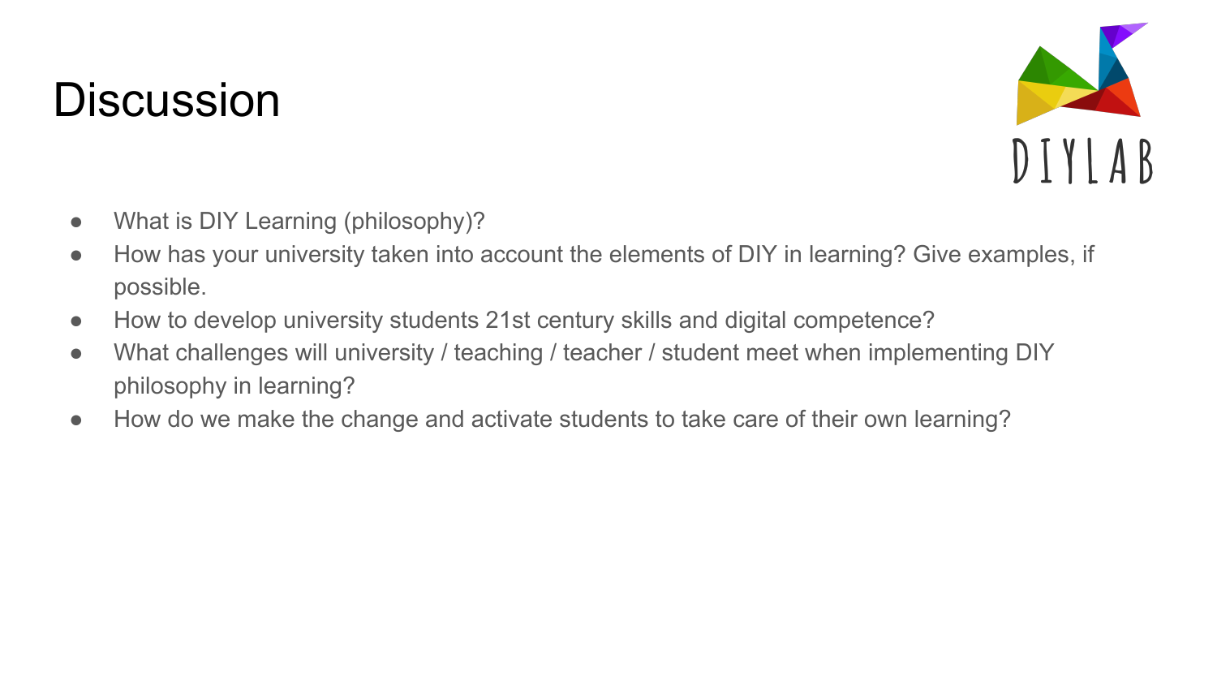# Discussion

DIYLAB

- What is DIY Learning (philosophy)?
- How has your university taken into account the elements of DIY in learning? Give examples, if possible.
- How to develop university students 21st century skills and digital competence?
- What challenges will university / teaching / teacher / student meet when implementing DIY philosophy in learning?
- How do we make the change and activate students to take care of their own learning?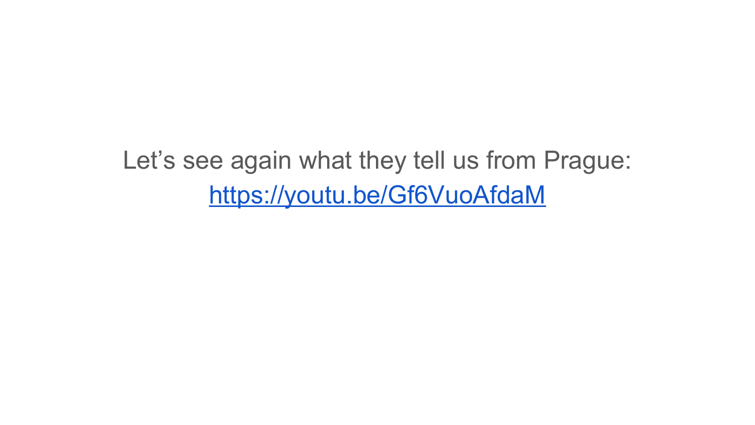Let’s see again what they tell us from Prague:

https://youtu.be/Gf6VuoAfdaM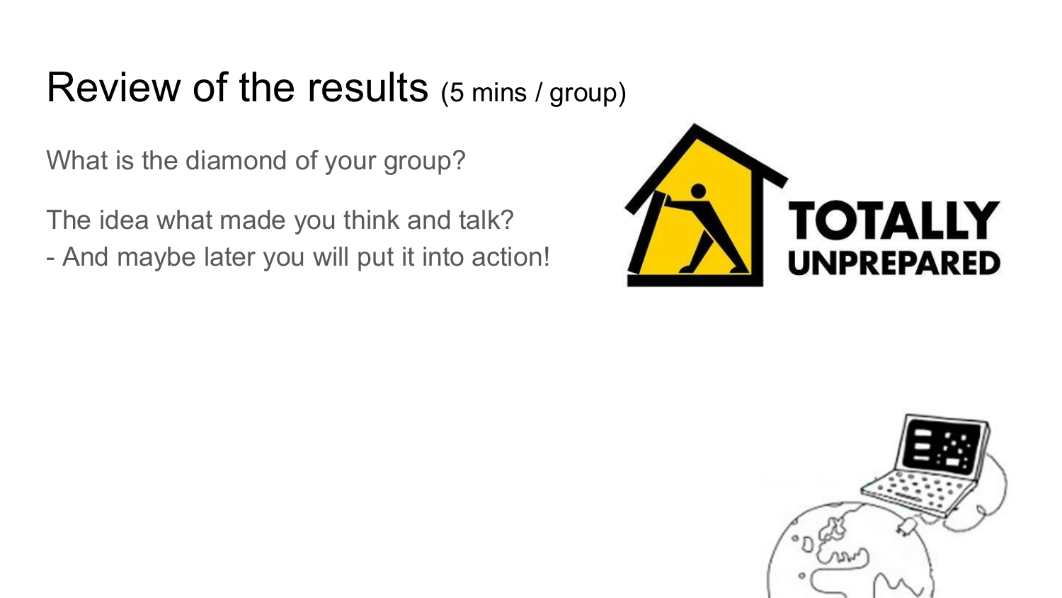# Review of the results (5 mins / group)

What is the diamond of your group?

The idea what made you think and talk?
- And maybe later you will put it into action!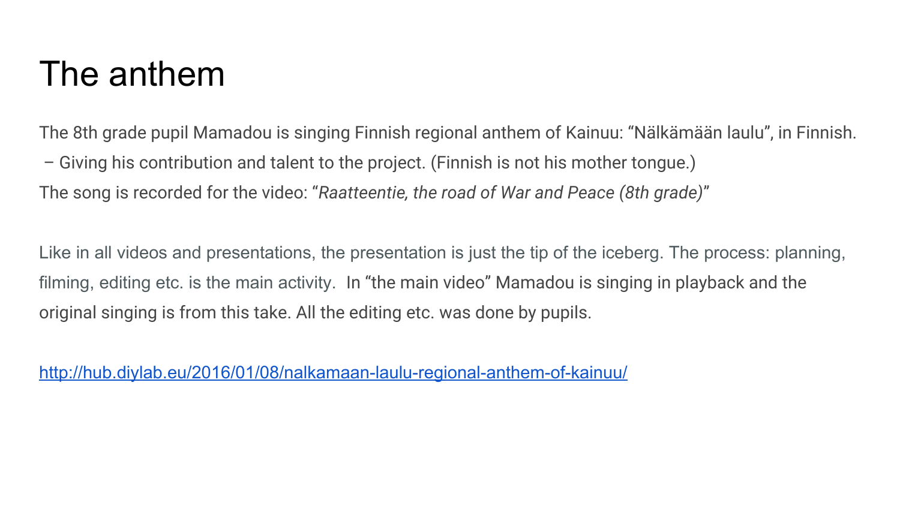# The anthem

The 8th grade pupil Mamadou is singing Finnish regional anthem of Kainuu: “Nälkämään laulu”, in Finnish.
 – Giving his contribution and talent to the project. (Finnish is not his mother tongue.)
The song is recorded for the video: “*Raatteentie, the road of War and Peace (8th grade)*”

Like in all videos and presentations, the presentation is just the tip of the iceberg. The process: planning, filming, editing etc. is the main activity.  In “the main video” Mamadou is singing in playback and the original singing is from this take. All the editing etc. was done by pupils.

[http://hub.diylab.eu/2016/01/08/nalkamaan-laulu-regional-anthem-of-kainuu/](http://hub.diylab.eu/2016/01/08/nalkamaan-laulu-regional-anthem-of-kainuu/)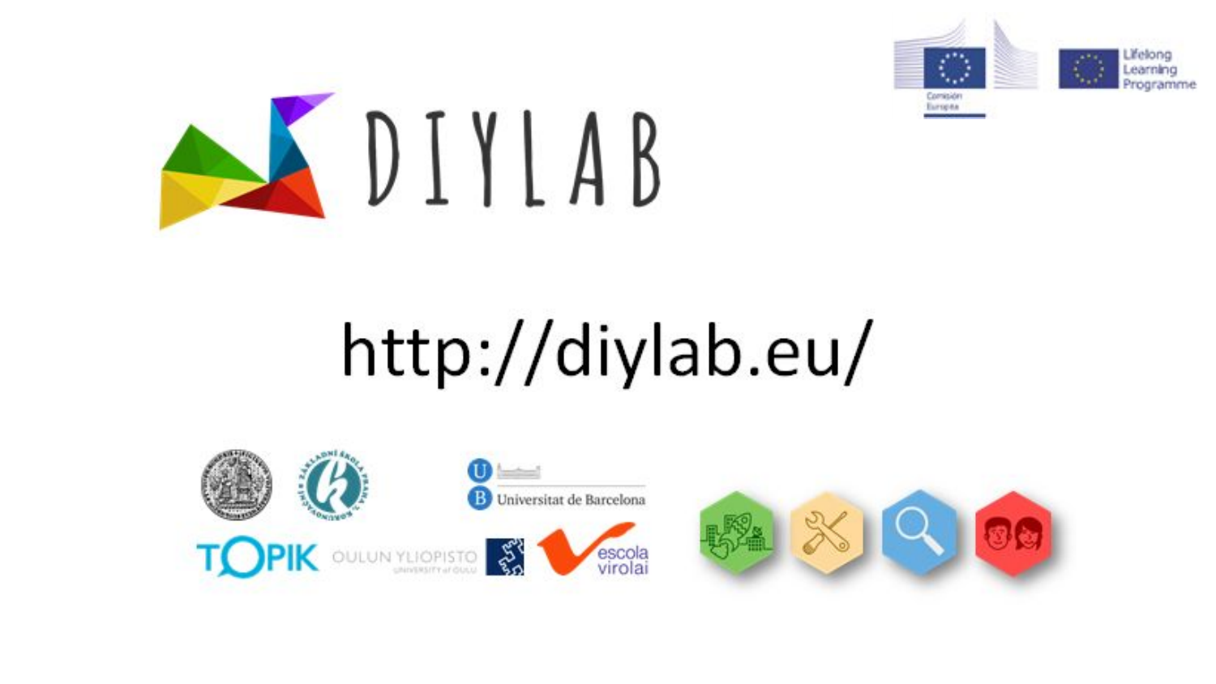# DIYLAB

http://diylab.eu/

Lifelong Learning Programme

Comisión Europea

Universitat de Barcelona

TOPIK

OULUN YLIOPISTO

UNIVERSITY of OULU

escola virolai